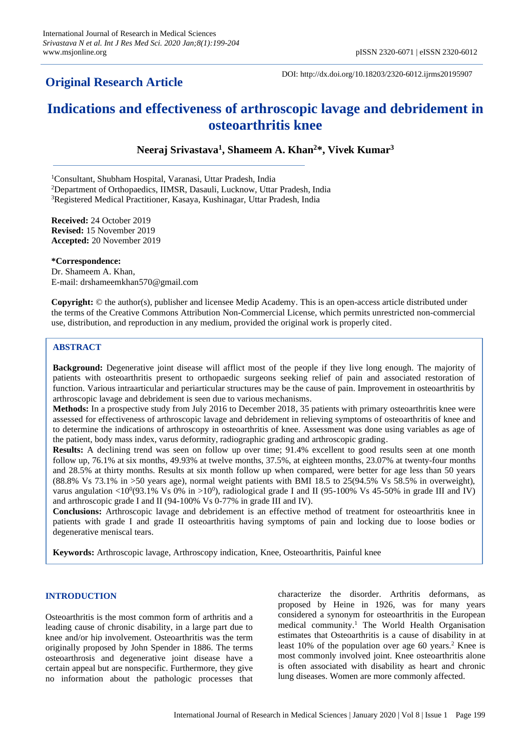**Original Research Article**

DOI: http://dx.doi.org/10.18203/2320-6012.ijrms20195907

# Indications and effectiveness of arthroscopic lavage and debridement in osteoarthritis knee

**Neeraj Srivastava[1], Shameem A. Khan[2]*, Vivek Kumar[3]**

[1]Consultant, Shubham Hospital, Varanasi, Uttar Pradesh, India
[2]Department of Orthopaedics, IIMSR, Dasauli, Lucknow, Uttar Pradesh, India
[3]Registered Medical Practitioner, Kasaya, Kushinagar, Uttar Pradesh, India

**Received:** 24 October 2019
**Revised:** 15 November 2019
**Accepted:** 20 November 2019

***Correspondence:**
Dr. Shameem A. Khan,
E-mail: drshameemkhan570@gmail.com

**Copyright:** © the author(s), publisher and licensee Medip Academy. This is an open-access article distributed under the terms of the Creative Commons Attribution Non-Commercial License, which permits unrestricted non-commercial use, distribution, and reproduction in any medium, provided the original work is properly cited.

## ABSTRACT

**Background:** Degenerative joint disease will afflict most of the people if they live long enough. The majority of patients with osteoarthritis present to orthopaedic surgeons seeking relief of pain and associated restoration of function. Various intraarticular and periarticular structures may be the cause of pain. Improvement in osteoarthritis by arthroscopic lavage and debridement is seen due to various mechanisms.

**Methods:** In a prospective study from July 2016 to December 2018, 35 patients with primary osteoarthritis knee were assessed for effectiveness of arthroscopic lavage and debridement in relieving symptoms of osteoarthritis of knee and to determine the indications of arthroscopy in osteoarthritis of knee. Assessment was done using variables as age of the patient, body mass index, varus deformity, radiographic grading and arthroscopic grading.

**Results:** A declining trend was seen on follow up over time; 91.4% excellent to good results seen at one month follow up, 76.1% at six months, 49.93% at twelve months, 37.5%, at eighteen months, 23.07% at twenty-four months and 28.5% at thirty months. Results at six month follow up when compared, were better for age less than 50 years (88.8% Vs 73.1% in >50 years age), normal weight patients with BMI 18.5 to 25(94.5% Vs 58.5% in overweight), varus angulation $<10^0$(93.1% Vs 0% in $>10^0$), radiological grade I and II (95-100% Vs 45-50% in grade III and IV) and arthroscopic grade I and II (94-100% Vs 0-77% in grade III and IV).

**Conclusions:** Arthroscopic lavage and debridement is an effective method of treatment for osteoarthritis knee in patients with grade I and grade II osteoarthritis having symptoms of pain and locking due to loose bodies or degenerative meniscal tears.

**Keywords:** Arthroscopic lavage, Arthroscopy indication, Knee, Osteoarthritis, Painful knee

## INTRODUCTION

Osteoarthritis is the most common form of arthritis and a leading cause of chronic disability, in a large part due to knee and/or hip involvement. Osteoarthritis was the term originally proposed by John Spender in 1886. The terms osteoarthrosis and degenerative joint disease have a certain appeal but are nonspecific. Furthermore, they give no information about the pathologic processes that characterize the disorder. Arthritis deformans, as proposed by Heine in 1926, was for many years considered a synonym for osteoarthritis in the European medical community.[1] The World Health Organisation estimates that Osteoarthritis is a cause of disability in at least 10% of the population over age 60 years.[2] Knee is most commonly involved joint. Knee osteoarthritis alone is often associated with disability as heart and chronic lung diseases. Women are more commonly affected.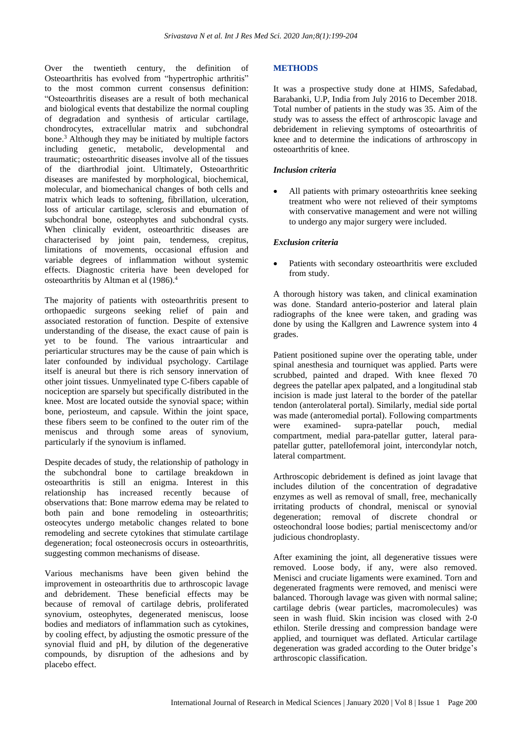Over the twentieth century, the definition of Osteoarthritis has evolved from "hypertrophic arthritis" to the most common current consensus definition: "Osteoarthritis diseases are a result of both mechanical and biological events that destabilize the normal coupling of degradation and synthesis of articular cartilage, chondrocytes, extracellular matrix and subchondral bone.[3] Although they may be initiated by multiple factors including genetic, metabolic, developmental and traumatic; osteoarthritic diseases involve all of the tissues of the diarthrodial joint. Ultimately, Osteoarthritic diseases are manifested by morphological, biochemical, molecular, and biomechanical changes of both cells and matrix which leads to softening, fibrillation, ulceration, loss of articular cartilage, sclerosis and eburnation of subchondral bone, osteophytes and subchondral cysts. When clinically evident, osteoarthritic diseases are characterised by joint pain, tenderness, crepitus, limitations of movements, occasional effusion and variable degrees of inflammation without systemic effects. Diagnostic criteria have been developed for osteoarthritis by Altman et al (1986).[4]

The majority of patients with osteoarthritis present to orthopaedic surgeons seeking relief of pain and associated restoration of function. Despite of extensive understanding of the disease, the exact cause of pain is yet to be found. The various intraarticular and periarticular structures may be the cause of pain which is later confounded by individual psychology. Cartilage itself is aneural but there is rich sensory innervation of other joint tissues. Unmyelinated type C-fibers capable of nociception are sparsely but specifically distributed in the knee. Most are located outside the synovial space; within bone, periosteum, and capsule. Within the joint space, these fibers seem to be confined to the outer rim of the meniscus and through some areas of synovium, particularly if the synovium is inflamed.

Despite decades of study, the relationship of pathology in the subchondral bone to cartilage breakdown in osteoarthritis is still an enigma. Interest in this relationship has increased recently because of observations that: Bone marrow edema may be related to both pain and bone remodeling in osteoarthritis; osteocytes undergo metabolic changes related to bone remodeling and secrete cytokines that stimulate cartilage degeneration; focal osteonecrosis occurs in osteoarthritis, suggesting common mechanisms of disease.

Various mechanisms have been given behind the improvement in osteoarthritis due to arthroscopic lavage and debridement. These beneficial effects may be because of removal of cartilage debris, proliferated synovium, osteophytes, degenerated meniscus, loose bodies and mediators of inflammation such as cytokines, by cooling effect, by adjusting the osmotic pressure of the synovial fluid and pH, by dilution of the degenerative compounds, by disruption of the adhesions and by placebo effect.

## METHODS

It was a prospective study done at HIMS, Safedabad, Barabanki, U.P, India from July 2016 to December 2018. Total number of patients in the study was 35. Aim of the study was to assess the effect of arthroscopic lavage and debridement in relieving symptoms of osteoarthritis of knee and to determine the indications of arthroscopy in osteoarthritis of knee.

### *Inclusion criteria*

- All patients with primary osteoarthritis knee seeking treatment who were not relieved of their symptoms with conservative management and were not willing to undergo any major surgery were included.

### *Exclusion criteria*

- Patients with secondary osteoarthritis were excluded from study.

A thorough history was taken, and clinical examination was done. Standard anterio-posterior and lateral plain radiographs of the knee were taken, and grading was done by using the Kallgren and Lawrence system into 4 grades.

Patient positioned supine over the operating table, under spinal anesthesia and tourniquet was applied. Parts were scrubbed, painted and draped. With knee flexed 70 degrees the patellar apex palpated, and a longitudinal stab incision is made just lateral to the border of the patellar tendon (anterolateral portal). Similarly, medial side portal was made (anteromedial portal). Following compartments were examined- supra-patellar pouch, medial compartment, medial para-patellar gutter, lateral para-patellar gutter, patellofemoral joint, intercondylar notch, lateral compartment.

Arthroscopic debridement is defined as joint lavage that includes dilution of the concentration of degradative enzymes as well as removal of small, free, mechanically irritating products of chondral, meniscal or synovial degeneration; removal of discrete chondral or osteochondral loose bodies; partial meniscectomy and/or judicious chondroplasty.

After examining the joint, all degenerative tissues were removed. Loose body, if any, were also removed. Menisci and cruciate ligaments were examined. Torn and degenerated fragments were removed, and menisci were balanced. Thorough lavage was given with normal saline; cartilage debris (wear particles, macromolecules) was seen in wash fluid. Skin incision was closed with 2-0 ethilon. Sterile dressing and compression bandage were applied, and tourniquet was deflated. Articular cartilage degeneration was graded according to the Outer bridge's arthroscopic classification.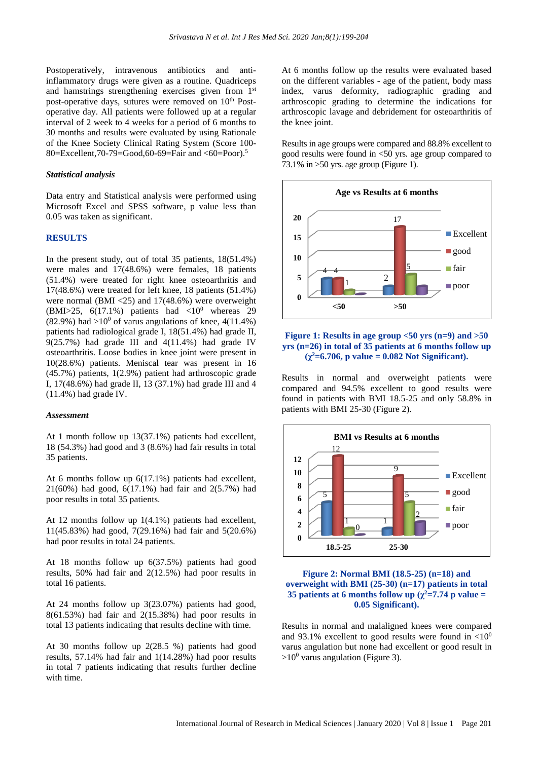Postoperatively, intravenous antibiotics and anti-inflammatory drugs were given as a routine. Quadriceps and hamstrings strengthening exercises given from 1st post-operative days, sutures were removed on 10th Post-operative day. All patients were followed up at a regular interval of 2 week to 4 weeks for a period of 6 months to 30 months and results were evaluated by using Rationale of the Knee Society Clinical Rating System (Score 100-80=Excellent,70-79=Good,60-69=Fair and <60=Poor).[5]

### *Statistical analysis*

Data entry and Statistical analysis were performed using Microsoft Excel and SPSS software, p value less than 0.05 was taken as significant.

## RESULTS

In the present study, out of total 35 patients, 18(51.4%) were males and 17(48.6%) were females, 18 patients (51.4%) were treated for right knee osteoarthritis and 17(48.6%) were treated for left knee, 18 patients (51.4%) were normal (BMI <25) and 17(48.6%) were overweight (BMI>25, 6(17.1%) patients had $<10^0$ whereas 29 (82.9%) had $>10^0$ of varus angulations of knee, 4(11.4%) patients had radiological grade I, 18(51.4%) had grade II, 9(25.7%) had grade III and 4(11.4%) had grade IV osteoarthritis. Loose bodies in knee joint were present in 10(28.6%) patients. Meniscal tear was present in 16 (45.7%) patients, 1(2.9%) patient had arthroscopic grade I, 17(48.6%) had grade II, 13 (37.1%) had grade III and 4 (11.4%) had grade IV.

### *Assessment*

At 1 month follow up 13(37.1%) patients had excellent, 18 (54.3%) had good and 3 (8.6%) had fair results in total 35 patients.

At 6 months follow up 6(17.1%) patients had excellent, 21(60%) had good, 6(17.1%) had fair and 2(5.7%) had poor results in total 35 patients.

At 12 months follow up 1(4.1%) patients had excellent, 11(45.83%) had good, 7(29.16%) had fair and 5(20.6%) had poor results in total 24 patients.

At 18 months follow up 6(37.5%) patients had good results, 50% had fair and 2(12.5%) had poor results in total 16 patients.

At 24 months follow up 3(23.07%) patients had good, 8(61.53%) had fair and 2(15.38%) had poor results in total 13 patients indicating that results decline with time.

At 30 months follow up 2(28.5 %) patients had good results, 57.14% had fair and 1(14.28%) had poor results in total 7 patients indicating that results further decline with time.

At 6 months follow up the results were evaluated based on the different variables - age of the patient, body mass index, varus deformity, radiographic grading and arthroscopic grading to determine the indications for arthroscopic lavage and debridement for osteoarthritis of the knee joint.

Results in age groups were compared and 88.8% excellent to good results were found in <50 yrs. age group compared to 73.1% in >50 yrs. age group (Figure 1).

| Age vs Results at 6 months | Excellent | good | fair | poor |
|---|---|---|---|---|
| <50 | 4 | 4 | 1 | |
| >50 | 2 | 17 | 5 | |

**Figure 1: Results in age group <50 yrs (n=9) and >50 yrs (n=26) in total of 35 patients at 6 months follow up ($\chi^2$=6.706, p value = 0.082 Not Significant).**

Results in normal and overweight patients were compared and 94.5% excellent to good results were found in patients with BMI 18.5-25 and only 58.8% in patients with BMI 25-30 (Figure 2).

| BMI vs Results at 6 months | Excellent | good | fair | poor |
|---|---|---|---|---|
| 18.5-25 | 5 | 12 | 1 | 0 |
| 25-30 | 1 | 9 | 5 | 2 |

**Figure 2: Normal BMI (18.5-25) (n=18) and overweight with BMI (25-30) (n=17) patients in total 35 patients at 6 months follow up ($\chi^2$=7.74 p value = 0.05 Significant).**

Results in normal and malaligned knees were compared and 93.1% excellent to good results were found in $<10^0$ varus angulation but none had excellent or good result in $>10^0$ varus angulation (Figure 3).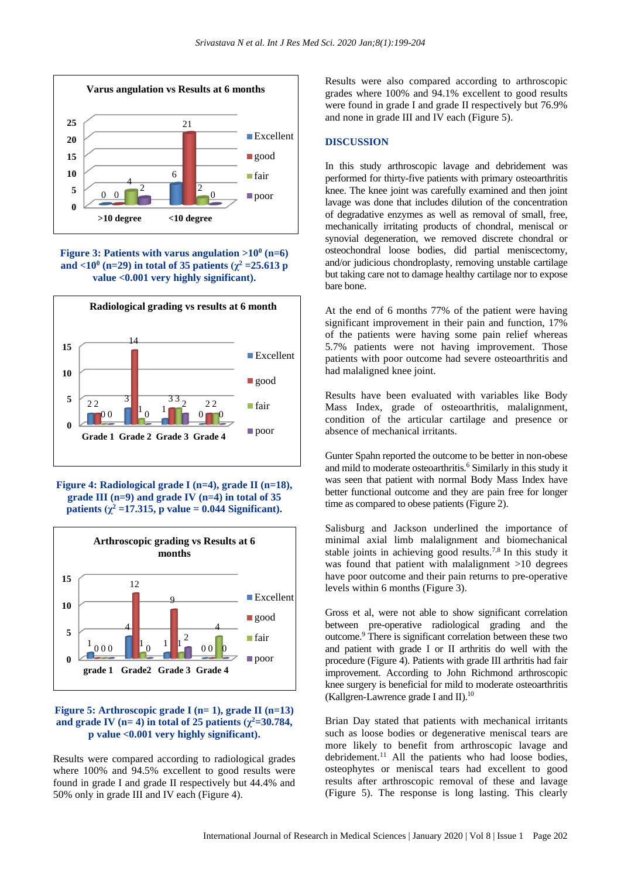Figure 3: Patients with varus angulation >10$^0$ (n=6) and <10$^0$ (n=29) in total of 35 patients ($\chi^2$ =25.613 p value <0.001 very highly significant).

Figure 4: Radiological grade I (n=4), grade II (n=18), grade III (n=9) and grade IV (n=4) in total of 35 patients ($\chi^2$ =17.315, p value = 0.044 Significant).

Figure 5: Arthroscopic grade I (n= 1), grade II (n=13) and grade IV (n= 4) in total of 25 patients ($\chi^2$=30.784, p value <0.001 very highly significant).

Results were compared according to radiological grades where 100% and 94.5% excellent to good results were found in grade I and grade II respectively but 44.4% and 50% only in grade III and IV each (Figure 4).

Results were also compared according to arthroscopic grades where 100% and 94.1% excellent to good results were found in grade I and grade II respectively but 76.9% and none in grade III and IV each (Figure 5).

## DISCUSSION

In this study arthroscopic lavage and debridement was performed for thirty-five patients with primary osteoarthritis knee. The knee joint was carefully examined and then joint lavage was done that includes dilution of the concentration of degradative enzymes as well as removal of small, free, mechanically irritating products of chondral, meniscal or synovial degeneration, we removed discrete chondral or osteochondral loose bodies, did partial meniscectomy, and/or judicious chondroplasty, removing unstable cartilage but taking care not to damage healthy cartilage nor to expose bare bone.

At the end of 6 months 77% of the patient were having significant improvement in their pain and function, 17% of the patients were having some pain relief whereas 5.7% patients were not having improvement. Those patients with poor outcome had severe osteoarthritis and had malaligned knee joint.

Results have been evaluated with variables like Body Mass Index, grade of osteoarthritis, malalignment, condition of the articular cartilage and presence or absence of mechanical irritants.

Gunter Spahn reported the outcome to be better in non-obese and mild to moderate osteoarthritis.[6] Similarly in this study it was seen that patient with normal Body Mass Index have better functional outcome and they are pain free for longer time as compared to obese patients (Figure 2).

Salisburg and Jackson underlined the importance of minimal axial limb malalignment and biomechanical stable joints in achieving good results.[7,8] In this study it was found that patient with malalignment >10 degrees have poor outcome and their pain returns to pre-operative levels within 6 months (Figure 3).

Gross et al, were not able to show significant correlation between pre-operative radiological grading and the outcome.[9] There is significant correlation between these two and patient with grade I or II arthritis do well with the procedure (Figure 4). Patients with grade III arthritis had fair improvement. According to John Richmond arthroscopic knee surgery is beneficial for mild to moderate osteoarthritis (Kallgren-Lawrence grade I and II).[10]

Brian Day stated that patients with mechanical irritants such as loose bodies or degenerative meniscal tears are more likely to benefit from arthroscopic lavage and debridement.[11] All the patients who had loose bodies, osteophytes or meniscal tears had excellent to good results after arthroscopic removal of these and lavage (Figure 5). The response is long lasting. This clearly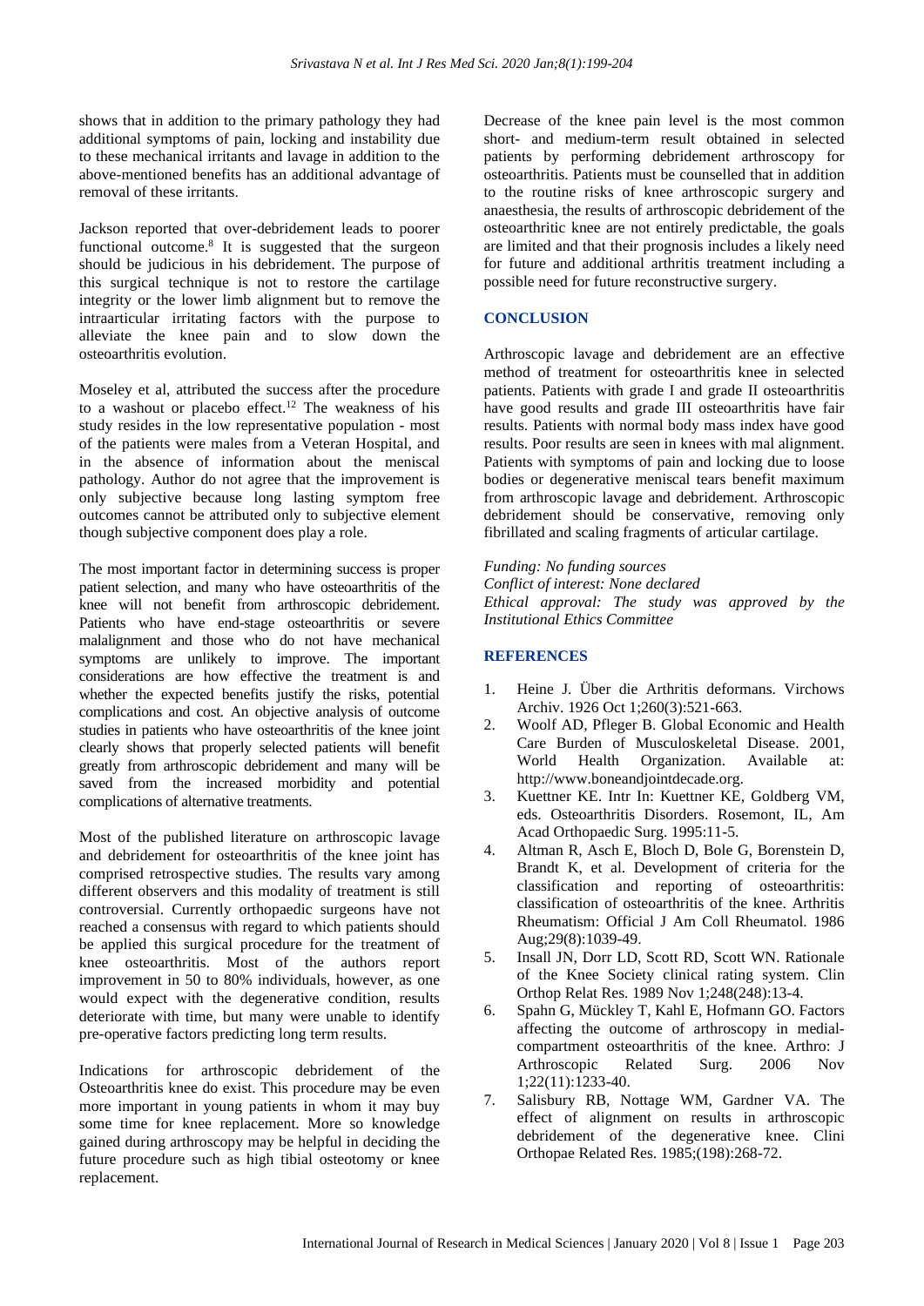shows that in addition to the primary pathology they had additional symptoms of pain, locking and instability due to these mechanical irritants and lavage in addition to the above-mentioned benefits has an additional advantage of removal of these irritants.

Jackson reported that over-debridement leads to poorer functional outcome.[8] It is suggested that the surgeon should be judicious in his debridement. The purpose of this surgical technique is not to restore the cartilage integrity or the lower limb alignment but to remove the intraarticular irritating factors with the purpose to alleviate the knee pain and to slow down the osteoarthritis evolution.

Moseley et al, attributed the success after the procedure to a washout or placebo effect.[12] The weakness of his study resides in the low representative population - most of the patients were males from a Veteran Hospital, and in the absence of information about the meniscal pathology. Author do not agree that the improvement is only subjective because long lasting symptom free outcomes cannot be attributed only to subjective element though subjective component does play a role.

The most important factor in determining success is proper patient selection, and many who have osteoarthritis of the knee will not benefit from arthroscopic debridement. Patients who have end-stage osteoarthritis or severe malalignment and those who do not have mechanical symptoms are unlikely to improve. The important considerations are how effective the treatment is and whether the expected benefits justify the risks, potential complications and cost. An objective analysis of outcome studies in patients who have osteoarthritis of the knee joint clearly shows that properly selected patients will benefit greatly from arthroscopic debridement and many will be saved from the increased morbidity and potential complications of alternative treatments.

Most of the published literature on arthroscopic lavage and debridement for osteoarthritis of the knee joint has comprised retrospective studies. The results vary among different observers and this modality of treatment is still controversial. Currently orthopaedic surgeons have not reached a consensus with regard to which patients should be applied this surgical procedure for the treatment of knee osteoarthritis. Most of the authors report improvement in 50 to 80% individuals, however, as one would expect with the degenerative condition, results deteriorate with time, but many were unable to identify pre-operative factors predicting long term results.

Indications for arthroscopic debridement of the Osteoarthritis knee do exist. This procedure may be even more important in young patients in whom it may buy some time for knee replacement. More so knowledge gained during arthroscopy may be helpful in deciding the future procedure such as high tibial osteotomy or knee replacement.

Decrease of the knee pain level is the most common short- and medium-term result obtained in selected patients by performing debridement arthroscopy for osteoarthritis. Patients must be counselled that in addition to the routine risks of knee arthroscopic surgery and anaesthesia, the results of arthroscopic debridement of the osteoarthritic knee are not entirely predictable, the goals are limited and that their prognosis includes a likely need for future and additional arthritis treatment including a possible need for future reconstructive surgery.

## CONCLUSION

Arthroscopic lavage and debridement are an effective method of treatment for osteoarthritis knee in selected patients. Patients with grade I and grade II osteoarthritis have good results and grade III osteoarthritis have fair results. Patients with normal body mass index have good results. Poor results are seen in knees with mal alignment. Patients with symptoms of pain and locking due to loose bodies or degenerative meniscal tears benefit maximum from arthroscopic lavage and debridement. Arthroscopic debridement should be conservative, removing only fibrillated and scaling fragments of articular cartilage.

*Funding: No funding sources*
*Conflict of interest: None declared*
*Ethical approval: The study was approved by the Institutional Ethics Committee*

## REFERENCES

1. Heine J. Über die Arthritis deformans. Virchows Archiv. 1926 Oct 1;260(3):521-663.
2. Woolf AD, Pfleger B. Global Economic and Health Care Burden of Musculoskeletal Disease. 2001, World Health Organization. Available at: http://www.boneandjointdecade.org.
3. Kuettner KE. Intr In: Kuettner KE, Goldberg VM, eds. Osteoarthritis Disorders. Rosemont, IL, Am Acad Orthopaedic Surg. 1995:11-5.
4. Altman R, Asch E, Bloch D, Bole G, Borenstein D, Brandt K, et al. Development of criteria for the classification and reporting of osteoarthritis: classification of osteoarthritis of the knee. Arthritis Rheumatism: Official J Am Coll Rheumatol. 1986 Aug;29(8):1039-49.
5. Insall JN, Dorr LD, Scott RD, Scott WN. Rationale of the Knee Society clinical rating system. Clin Orthop Relat Res. 1989 Nov 1;248(248):13-4.
6. Spahn G, Mückley T, Kahl E, Hofmann GO. Factors affecting the outcome of arthroscopy in medial-compartment osteoarthritis of the knee. Arthro: J Arthroscopic Related Surg. 2006 Nov 1;22(11):1233-40.
7. Salisbury RB, Nottage WM, Gardner VA. The effect of alignment on results in arthroscopic debridement of the degenerative knee. Clini Orthopae Related Res. 1985;(198):268-72.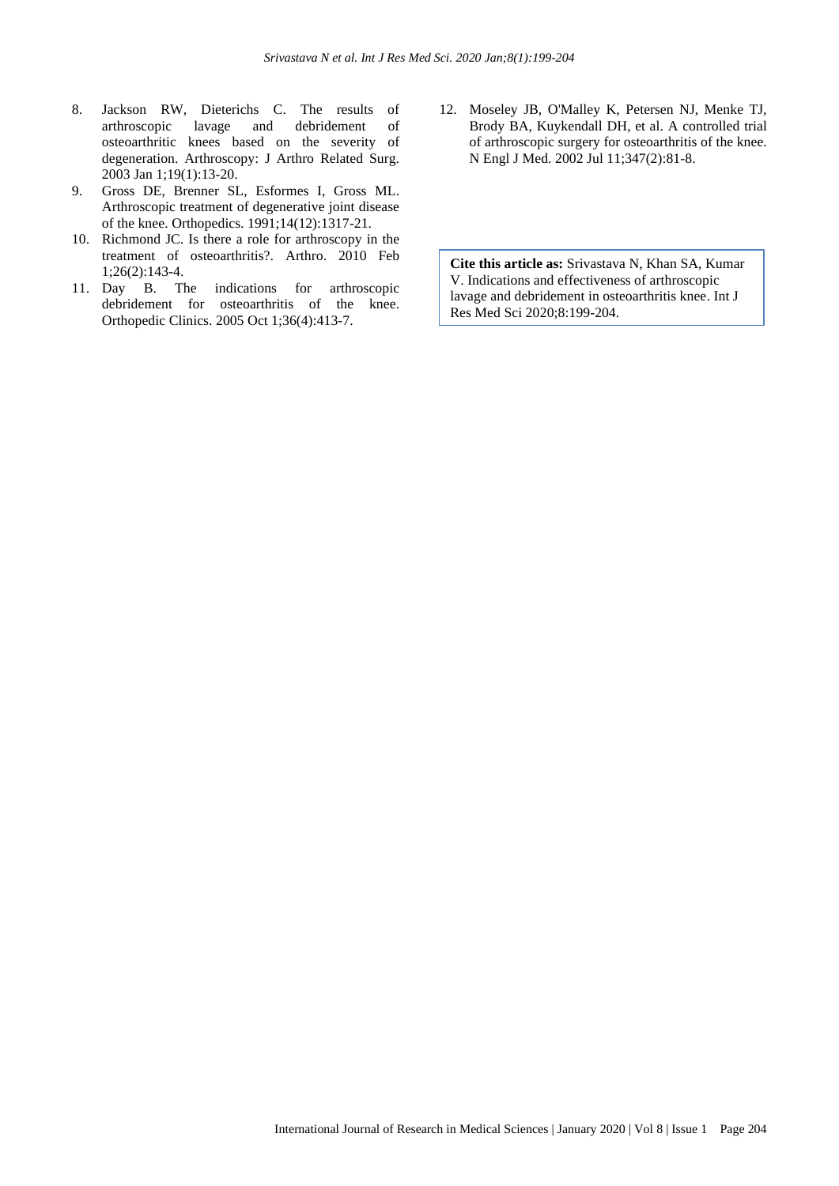8. Jackson RW, Dieterichs C. The results of arthroscopic lavage and debridement of osteoarthritic knees based on the severity of degeneration. Arthroscopy: J Arthro Related Surg. 2003 Jan 1;19(1):13-20.
9. Gross DE, Brenner SL, Esformes I, Gross ML. Arthroscopic treatment of degenerative joint disease of the knee. Orthopedics. 1991;14(12):1317-21.
10. Richmond JC. Is there a role for arthroscopy in the treatment of osteoarthritis?. Arthro. 2010 Feb 1;26(2):143-4.
11. Day B. The indications for arthroscopic debridement for osteoarthritis of the knee. Orthopedic Clinics. 2005 Oct 1;36(4):413-7.
12. Moseley JB, O'Malley K, Petersen NJ, Menke TJ, Brody BA, Kuykendall DH, et al. A controlled trial of arthroscopic surgery for osteoarthritis of the knee. N Engl J Med. 2002 Jul 11;347(2):81-8.

**Cite this article as:** Srivastava N, Khan SA, Kumar V. Indications and effectiveness of arthroscopic lavage and debridement in osteoarthritis knee. Int J Res Med Sci 2020;8:199-204.